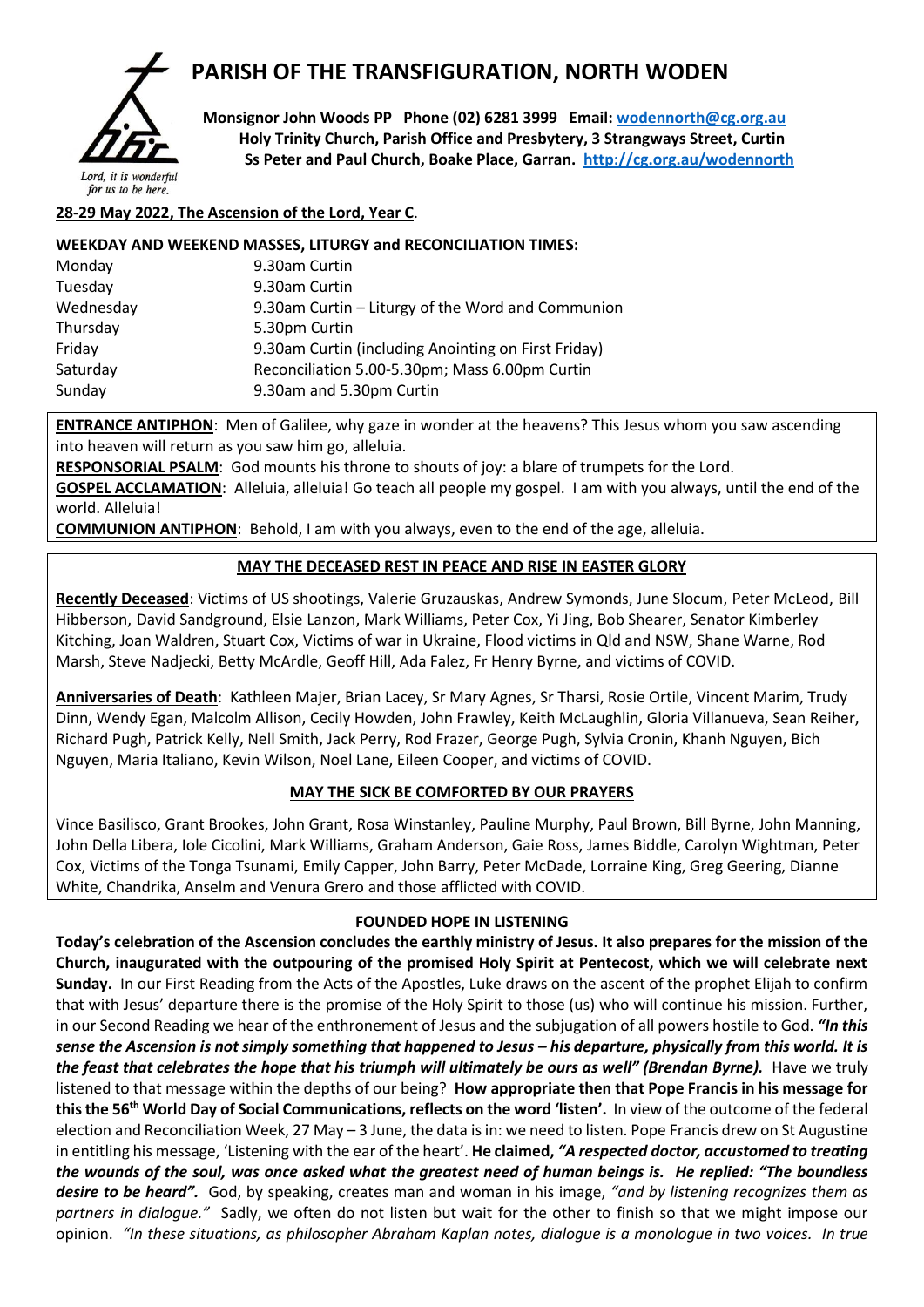# PARISH OF THE TRANSFIGURATION, NORTH WODEN

Lord, it is wonderful for us to be here.

**Monsignor John Woods PP Phone (02) 6281 3999 Email: wodennorth@cg.org.au**
**Holy Trinity Church, Parish Office and Presbytery, 3 Strangways Street, Curtin**
**Ss Peter and Paul Church, Boake Place, Garran. http://cg.org.au/wodennorth**

**28-29 May 2022, The Ascension of the Lord, Year C**.

**WEEKDAY AND WEEKEND MASSES, LITURGY and RECONCILIATION TIMES:**

| | |
|---|---|
| Monday | 9.30am Curtin |
| Tuesday | 9.30am Curtin |
| Wednesday | 9.30am Curtin – Liturgy of the Word and Communion |
| Thursday | 5.30pm Curtin |
| Friday | 9.30am Curtin (including Anointing on First Friday) |
| Saturday | Reconciliation 5.00-5.30pm; Mass 6.00pm Curtin |
| Sunday | 9.30am and 5.30pm Curtin |

**ENTRANCE ANTIPHON**: Men of Galilee, why gaze in wonder at the heavens? This Jesus whom you saw ascending into heaven will return as you saw him go, alleluia.

**RESPONSORIAL PSALM**: God mounts his throne to shouts of joy: a blare of trumpets for the Lord.

**GOSPEL ACCLAMATION**: Alleluia, alleluia! Go teach all people my gospel. I am with you always, until the end of the world. Alleluia!

**COMMUNION ANTIPHON**: Behold, I am with you always, even to the end of the age, alleluia.

## MAY THE DECEASED REST IN PEACE AND RISE IN EASTER GLORY

**Recently Deceased**: Victims of US shootings, Valerie Gruzauskas, Andrew Symonds, June Slocum, Peter McLeod, Bill Hibberson, David Sandground, Elsie Lanzon, Mark Williams, Peter Cox, Yi Jing, Bob Shearer, Senator Kimberley Kitching, Joan Waldren, Stuart Cox, Victims of war in Ukraine, Flood victims in Qld and NSW, Shane Warne, Rod Marsh, Steve Nadjecki, Betty McArdle, Geoff Hill, Ada Falez, Fr Henry Byrne, and victims of COVID.

**Anniversaries of Death**: Kathleen Majer, Brian Lacey, Sr Mary Agnes, Sr Tharsi, Rosie Ortile, Vincent Marim, Trudy Dinn, Wendy Egan, Malcolm Allison, Cecily Howden, John Frawley, Keith McLaughlin, Gloria Villanueva, Sean Reiher, Richard Pugh, Patrick Kelly, Nell Smith, Jack Perry, Rod Frazer, George Pugh, Sylvia Cronin, Khanh Nguyen, Bich Nguyen, Maria Italiano, Kevin Wilson, Noel Lane, Eileen Cooper, and victims of COVID.

## MAY THE SICK BE COMFORTED BY OUR PRAYERS

Vince Basilisco, Grant Brookes, John Grant, Rosa Winstanley, Pauline Murphy, Paul Brown, Bill Byrne, John Manning, John Della Libera, Iole Cicolini, Mark Williams, Graham Anderson, Gaie Ross, James Biddle, Carolyn Wightman, Peter Cox, Victims of the Tonga Tsunami, Emily Capper, John Barry, Peter McDade, Lorraine King, Greg Geering, Dianne White, Chandrika, Anselm and Venura Grero and those afflicted with COVID.

## FOUNDED HOPE IN LISTENING

**Today's celebration of the Ascension concludes the earthly ministry of Jesus. It also prepares for the mission of the Church, inaugurated with the outpouring of the promised Holy Spirit at Pentecost, which we will celebrate next Sunday.** In our First Reading from the Acts of the Apostles, Luke draws on the ascent of the prophet Elijah to confirm that with Jesus' departure there is the promise of the Holy Spirit to those (us) who will continue his mission. Further, in our Second Reading we hear of the enthronement of Jesus and the subjugation of all powers hostile to God. ***"In this sense the Ascension is not simply something that happened to Jesus – his departure, physically from this world. It is the feast that celebrates the hope that his triumph will ultimately be ours as well" (Brendan Byrne).*** Have we truly listened to that message within the depths of our being? **How appropriate then that Pope Francis in his message for this the 56th World Day of Social Communications, reflects on the word 'listen'.** In view of the outcome of the federal election and Reconciliation Week, 27 May – 3 June, the data is in: we need to listen. Pope Francis drew on St Augustine in entitling his message, 'Listening with the ear of the heart'. **He claimed, *"A respected doctor, accustomed to treating the wounds of the soul, was once asked what the greatest need of human beings is. He replied: "The boundless desire to be heard".*** God, by speaking, creates man and woman in his image, *"and by listening recognizes them as partners in dialogue."* Sadly, we often do not listen but wait for the other to finish so that we might impose our opinion. *"In these situations, as philosopher Abraham Kaplan notes, dialogue is a monologue in two voices. In true*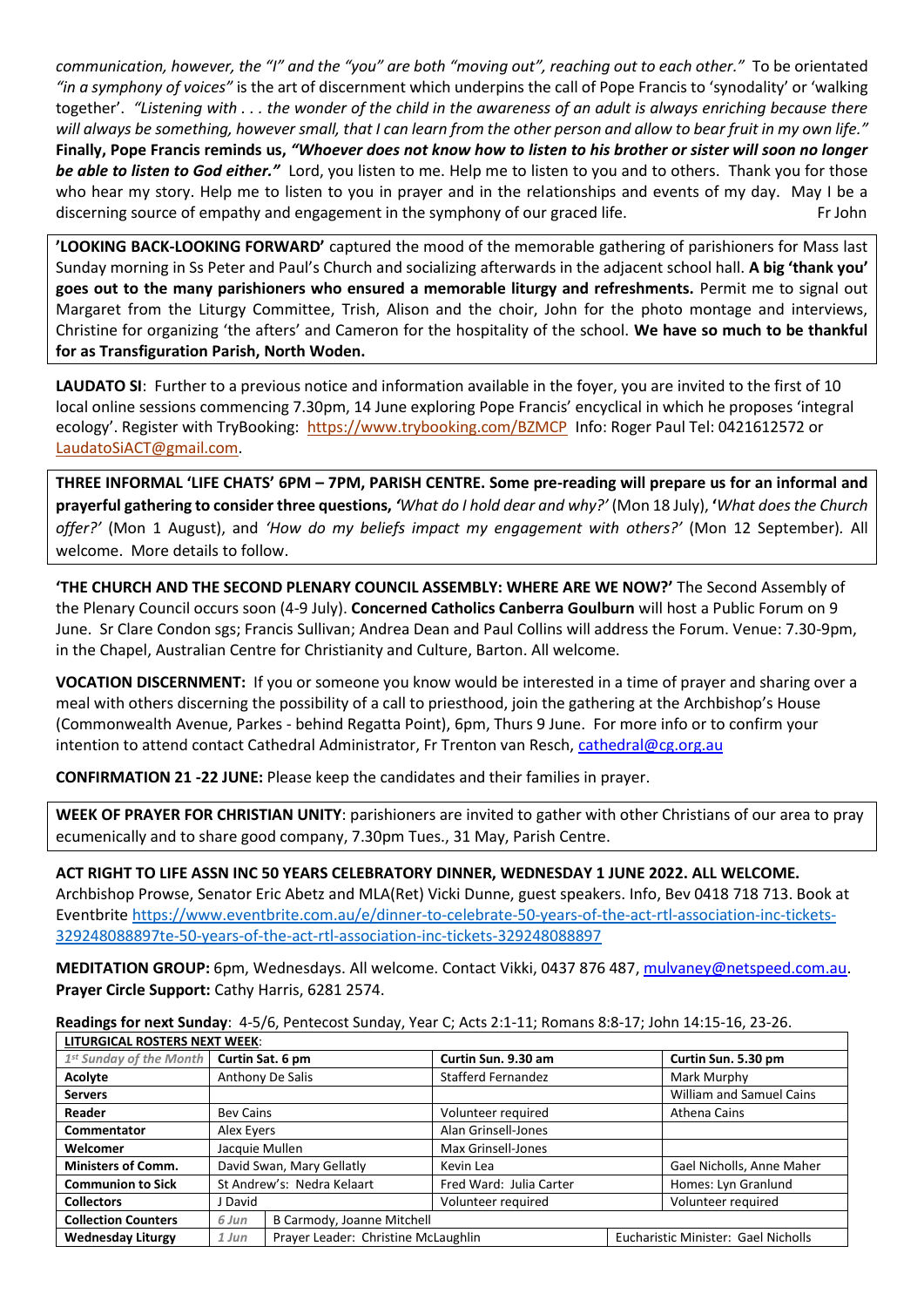*communication, however, the "I" and the "you" are both "moving out", reaching out to each other."* To be orientated *"in a symphony of voices"* is the art of discernment which underpins the call of Pope Francis to 'synodality' or 'walking together'. *"Listening with . . . the wonder of the child in the awareness of an adult is always enriching because there will always be something, however small, that I can learn from the other person and allow to bear fruit in my own life."* **Finally, Pope Francis reminds us, *"Whoever does not know how to listen to his brother or sister will soon no longer be able to listen to God either."*** Lord, you listen to me. Help me to listen to you and to others. Thank you for those who hear my story. Help me to listen to you in prayer and in the relationships and events of my day. May I be a discerning source of empathy and engagement in the symphony of our graced life. Fr John

**'LOOKING BACK-LOOKING FORWARD'** captured the mood of the memorable gathering of parishioners for Mass last Sunday morning in Ss Peter and Paul's Church and socializing afterwards in the adjacent school hall. **A big 'thank you' goes out to the many parishioners who ensured a memorable liturgy and refreshments.** Permit me to signal out Margaret from the Liturgy Committee, Trish, Alison and the choir, John for the photo montage and interviews, Christine for organizing 'the afters' and Cameron for the hospitality of the school. **We have so much to be thankful for as Transfiguration Parish, North Woden.**

**LAUDATO SI**: Further to a previous notice and information available in the foyer, you are invited to the first of 10 local online sessions commencing 7.30pm, 14 June exploring Pope Francis' encyclical in which he proposes 'integral ecology'. Register with TryBooking: https://www.trybooking.com/BZMCP Info: Roger Paul Tel: 0421612572 or LaudatoSiACT@gmail.com.

**THREE INFORMAL 'LIFE CHATS' 6PM – 7PM, PARISH CENTRE. Some pre-reading will prepare us for an informal and prayerful gathering to consider three questions, *'What do I hold dear and why?'*** (Mon 18 July), **'***What does the Church offer?'* (Mon 1 August), and *'How do my beliefs impact my engagement with others?'* (Mon 12 September). All welcome. More details to follow.

**'THE CHURCH AND THE SECOND PLENARY COUNCIL ASSEMBLY: WHERE ARE WE NOW?'** The Second Assembly of the Plenary Council occurs soon (4-9 July). **Concerned Catholics Canberra Goulburn** will host a Public Forum on 9 June. Sr Clare Condon sgs; Francis Sullivan; Andrea Dean and Paul Collins will address the Forum. Venue: 7.30-9pm, in the Chapel, Australian Centre for Christianity and Culture, Barton. All welcome.

**VOCATION DISCERNMENT:** If you or someone you know would be interested in a time of prayer and sharing over a meal with others discerning the possibility of a call to priesthood, join the gathering at the Archbishop's House (Commonwealth Avenue, Parkes - behind Regatta Point), 6pm, Thurs 9 June. For more info or to confirm your intention to attend contact Cathedral Administrator, Fr Trenton van Resch, cathedral@cg.org.au

**CONFIRMATION 21 -22 JUNE:** Please keep the candidates and their families in prayer.

**WEEK OF PRAYER FOR CHRISTIAN UNITY**: parishioners are invited to gather with other Christians of our area to pray ecumenically and to share good company, 7.30pm Tues., 31 May, Parish Centre.

**ACT RIGHT TO LIFE ASSN INC 50 YEARS CELEBRATORY DINNER, WEDNESDAY 1 JUNE 2022. ALL WELCOME.** Archbishop Prowse, Senator Eric Abetz and MLA(Ret) Vicki Dunne, guest speakers. Info, Bev 0418 718 713. Book at Eventbrite https://www.eventbrite.com.au/e/dinner-to-celebrate-50-years-of-the-act-rtl-association-inc-tickets-329248088897te-50-years-of-the-act-rtl-association-inc-tickets-329248088897

**MEDITATION GROUP:** 6pm, Wednesdays. All welcome. Contact Vikki, 0437 876 487, mulvaney@netspeed.com.au.
**Prayer Circle Support:** Cathy Harris, 6281 2574.

**Readings for next Sunday**: 4-5/6, Pentecost Sunday, Year C; Acts 2:1-11; Romans 8:8-17; John 14:15-16, 23-26.

**LITURGICAL ROSTERS NEXT WEEK**:

| *1st Sunday of the Month* | **Curtin Sat. 6 pm** | | **Curtin Sun. 9.30 am** | **Curtin Sun. 5.30 pm** |
|---|---|---|---|---|
| **Acolyte** | Anthony De Salis | | Stafford Fernandez | Mark Murphy |
| **Servers** | | | | William and Samuel Cains |
| **Reader** | Bev Cains | | Volunteer required | Athena Cains |
| **Commentator** | Alex Eyers | | Alan Grinsell-Jones | |
| **Welcomer** | Jacquie Mullen | | Max Grinsell-Jones | |
| **Ministers of Comm.** | David Swan, Mary Gellatly | | Kevin Lea | Gael Nicholls, Anne Maher |
| **Communion to Sick** | St Andrew's: Nedra Kelaart | | Fred Ward: Julia Carter | Homes: Lyn Granlund |
| **Collectors** | J David | | Volunteer required | Volunteer required |
| **Collection Counters** | *6 Jun* | B Carmody, Joanne Mitchell | | |
| **Wednesday Liturgy** | *1 Jun* | Prayer Leader: Christine McLaughlin | | Eucharistic Minister: Gael Nicholls |